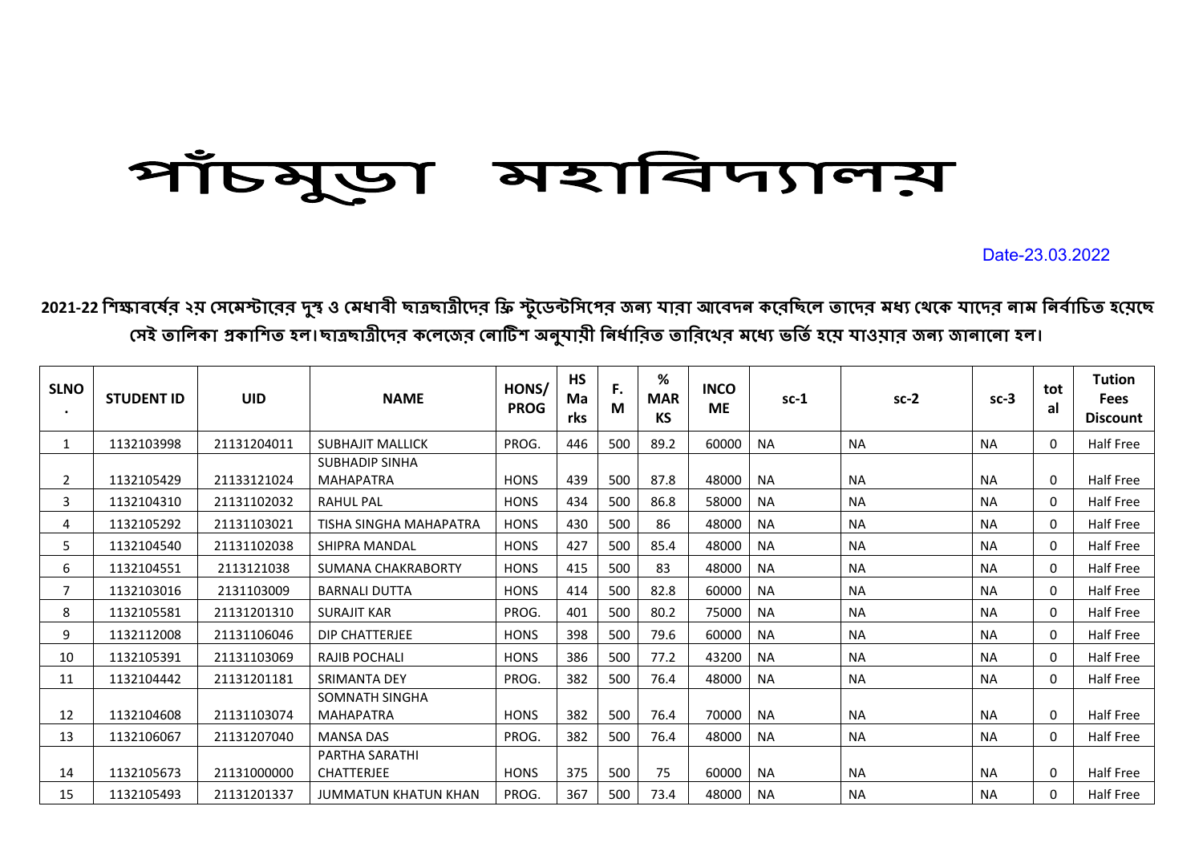# পাঁচমুড়া মহাবিদ্যালয়

Date-23.03.2022

**2021-22 শিক্ষাবর্ষের ২য় সেমেস্টারের দুস্থ ও মেধাবী ছাত্রছাত্রীদের ফ্রি স্টুডেন্টসিপের জন্য যারা আবেদন করেছিলে তাদের মধ্য থেকে যাদের নাম নির্বাচিত হয়েছে সেই তালিকা প্রকাশিত হল।ছাত্রছাত্রীদের কলেজের নোটিশ অনুযায়ী নির্ধারিত তারিখের মধ্যে ভর্তি হয়ে যাওয়ার জন্য জানানো হল।**

| SLNO. | STUDENT ID | UID | NAME | HONS/PROG | HS Marks | F.M | % MARKS | INCOME | sc-1 | sc-2 | sc-3 | total | Tution Fees Discount |
|---|---|---|---|---|---|---|---|---|---|---|---|---|---|
| 1 | 1132103998 | 21131204011 | SUBHAJIT MALLICK | PROG. | 446 | 500 | 89.2 | 60000 | NA | NA | NA | 0 | Half Free |
| 2 | 1132105429 | 21133121024 | SUBHADIP SINHA MAHAPATRA | HONS | 439 | 500 | 87.8 | 48000 | NA | NA | NA | 0 | Half Free |
| 3 | 1132104310 | 21131102032 | RAHUL PAL | HONS | 434 | 500 | 86.8 | 58000 | NA | NA | NA | 0 | Half Free |
| 4 | 1132105292 | 21131103021 | TISHA SINGHA MAHAPATRA | HONS | 430 | 500 | 86 | 48000 | NA | NA | NA | 0 | Half Free |
| 5 | 1132104540 | 21131102038 | SHIPRA MANDAL | HONS | 427 | 500 | 85.4 | 48000 | NA | NA | NA | 0 | Half Free |
| 6 | 1132104551 | 2113121038 | SUMANA CHAKRABORTY | HONS | 415 | 500 | 83 | 48000 | NA | NA | NA | 0 | Half Free |
| 7 | 1132103016 | 2131103009 | BARNALI DUTTA | HONS | 414 | 500 | 82.8 | 60000 | NA | NA | NA | 0 | Half Free |
| 8 | 1132105581 | 21131201310 | SURAJIT KAR | PROG. | 401 | 500 | 80.2 | 75000 | NA | NA | NA | 0 | Half Free |
| 9 | 1132112008 | 21131106046 | DIP CHATTERJEE | HONS | 398 | 500 | 79.6 | 60000 | NA | NA | NA | 0 | Half Free |
| 10 | 1132105391 | 21131103069 | RAJIB POCHALI | HONS | 386 | 500 | 77.2 | 43200 | NA | NA | NA | 0 | Half Free |
| 11 | 1132104442 | 21131201181 | SRIMANTA DEY | PROG. | 382 | 500 | 76.4 | 48000 | NA | NA | NA | 0 | Half Free |
| 12 | 1132104608 | 21131103074 | SOMNATH SINGHA MAHAPATRA | HONS | 382 | 500 | 76.4 | 70000 | NA | NA | NA | 0 | Half Free |
| 13 | 1132106067 | 21131207040 | MANSA DAS | PROG. | 382 | 500 | 76.4 | 48000 | NA | NA | NA | 0 | Half Free |
| 14 | 1132105673 | 21131000000 | PARTHA SARATHI CHATTERJEE | HONS | 375 | 500 | 75 | 60000 | NA | NA | NA | 0 | Half Free |
| 15 | 1132105493 | 21131201337 | JUMMATUN KHATUN KHAN | PROG. | 367 | 500 | 73.4 | 48000 | NA | NA | NA | 0 | Half Free |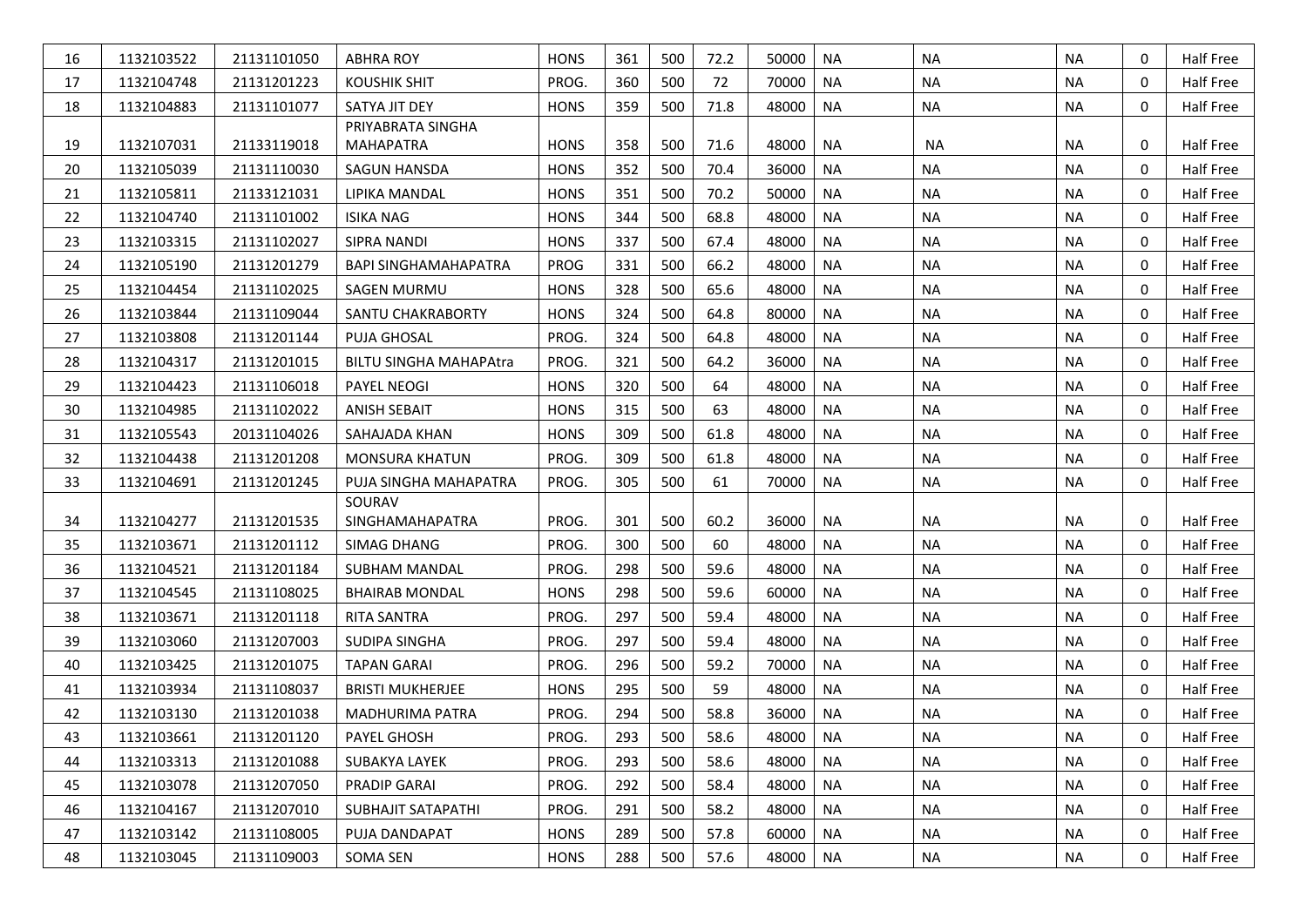| | | | | | | | | | | | | | |
|---|---|---|---|---|---|---|---|---|---|---|---|---|---|
| 16 | 1132103522 | 21131101050 | ABHRA ROY | HONS | 361 | 500 | 72.2 | 50000 | NA | NA | NA | 0 | Half Free |
| 17 | 1132104748 | 21131201223 | KOUSHIK SHIT | PROG. | 360 | 500 | 72 | 70000 | NA | NA | NA | 0 | Half Free |
| 18 | 1132104883 | 21131101077 | SATYA JIT DEY | HONS | 359 | 500 | 71.8 | 48000 | NA | NA | NA | 0 | Half Free |
| 19 | 1132107031 | 21133119018 | PRIYABRATA SINGHA MAHAPATRA | HONS | 358 | 500 | 71.6 | 48000 | NA | NA | NA | 0 | Half Free |
| 20 | 1132105039 | 21131110030 | SAGUN HANSDA | HONS | 352 | 500 | 70.4 | 36000 | NA | NA | NA | 0 | Half Free |
| 21 | 1132105811 | 21133121031 | LIPIKA MANDAL | HONS | 351 | 500 | 70.2 | 50000 | NA | NA | NA | 0 | Half Free |
| 22 | 1132104740 | 21131101002 | ISIKA NAG | HONS | 344 | 500 | 68.8 | 48000 | NA | NA | NA | 0 | Half Free |
| 23 | 1132103315 | 21131102027 | SIPRA NANDI | HONS | 337 | 500 | 67.4 | 48000 | NA | NA | NA | 0 | Half Free |
| 24 | 1132105190 | 21131201279 | BAPI SINGHAMAHAPATRA | PROG | 331 | 500 | 66.2 | 48000 | NA | NA | NA | 0 | Half Free |
| 25 | 1132104454 | 21131102025 | SAGEN MURMU | HONS | 328 | 500 | 65.6 | 48000 | NA | NA | NA | 0 | Half Free |
| 26 | 1132103844 | 21131109044 | SANTU CHAKRABORTY | HONS | 324 | 500 | 64.8 | 80000 | NA | NA | NA | 0 | Half Free |
| 27 | 1132103808 | 21131201144 | PUJA GHOSAL | PROG. | 324 | 500 | 64.8 | 48000 | NA | NA | NA | 0 | Half Free |
| 28 | 1132104317 | 21131201015 | BILTU SINGHA MAHAPAtra | PROG. | 321 | 500 | 64.2 | 36000 | NA | NA | NA | 0 | Half Free |
| 29 | 1132104423 | 21131106018 | PAYEL NEOGI | HONS | 320 | 500 | 64 | 48000 | NA | NA | NA | 0 | Half Free |
| 30 | 1132104985 | 21131102022 | ANISH SEBAIT | HONS | 315 | 500 | 63 | 48000 | NA | NA | NA | 0 | Half Free |
| 31 | 1132105543 | 20131104026 | SAHAJADA KHAN | HONS | 309 | 500 | 61.8 | 48000 | NA | NA | NA | 0 | Half Free |
| 32 | 1132104438 | 21131201208 | MONSURA KHATUN | PROG. | 309 | 500 | 61.8 | 48000 | NA | NA | NA | 0 | Half Free |
| 33 | 1132104691 | 21131201245 | PUJA SINGHA MAHAPATRA | PROG. | 305 | 500 | 61 | 70000 | NA | NA | NA | 0 | Half Free |
| 34 | 1132104277 | 21131201535 | SOURAV SINGHAMAHAPATRA | PROG. | 301 | 500 | 60.2 | 36000 | NA | NA | NA | 0 | Half Free |
| 35 | 1132103671 | 21131201112 | SIMAG DHANG | PROG. | 300 | 500 | 60 | 48000 | NA | NA | NA | 0 | Half Free |
| 36 | 1132104521 | 21131201184 | SUBHAM MANDAL | PROG. | 298 | 500 | 59.6 | 48000 | NA | NA | NA | 0 | Half Free |
| 37 | 1132104545 | 21131108025 | BHAIRAB MONDAL | HONS | 298 | 500 | 59.6 | 60000 | NA | NA | NA | 0 | Half Free |
| 38 | 1132103671 | 21131201118 | RITA SANTRA | PROG. | 297 | 500 | 59.4 | 48000 | NA | NA | NA | 0 | Half Free |
| 39 | 1132103060 | 21131207003 | SUDIPA SINGHA | PROG. | 297 | 500 | 59.4 | 48000 | NA | NA | NA | 0 | Half Free |
| 40 | 1132103425 | 21131201075 | TAPAN GARAI | PROG. | 296 | 500 | 59.2 | 70000 | NA | NA | NA | 0 | Half Free |
| 41 | 1132103934 | 21131108037 | BRISTI MUKHERJEE | HONS | 295 | 500 | 59 | 48000 | NA | NA | NA | 0 | Half Free |
| 42 | 1132103130 | 21131201038 | MADHURIMA PATRA | PROG. | 294 | 500 | 58.8 | 36000 | NA | NA | NA | 0 | Half Free |
| 43 | 1132103661 | 21131201120 | PAYEL GHOSH | PROG. | 293 | 500 | 58.6 | 48000 | NA | NA | NA | 0 | Half Free |
| 44 | 1132103313 | 21131201088 | SUBAKYA LAYEK | PROG. | 293 | 500 | 58.6 | 48000 | NA | NA | NA | 0 | Half Free |
| 45 | 1132103078 | 21131207050 | PRADIP GARAI | PROG. | 292 | 500 | 58.4 | 48000 | NA | NA | NA | 0 | Half Free |
| 46 | 1132104167 | 21131207010 | SUBHAJIT SATAPATHI | PROG. | 291 | 500 | 58.2 | 48000 | NA | NA | NA | 0 | Half Free |
| 47 | 1132103142 | 21131108005 | PUJA DANDAPAT | HONS | 289 | 500 | 57.8 | 60000 | NA | NA | NA | 0 | Half Free |
| 48 | 1132103045 | 21131109003 | SOMA SEN | HONS | 288 | 500 | 57.6 | 48000 | NA | NA | NA | 0 | Half Free |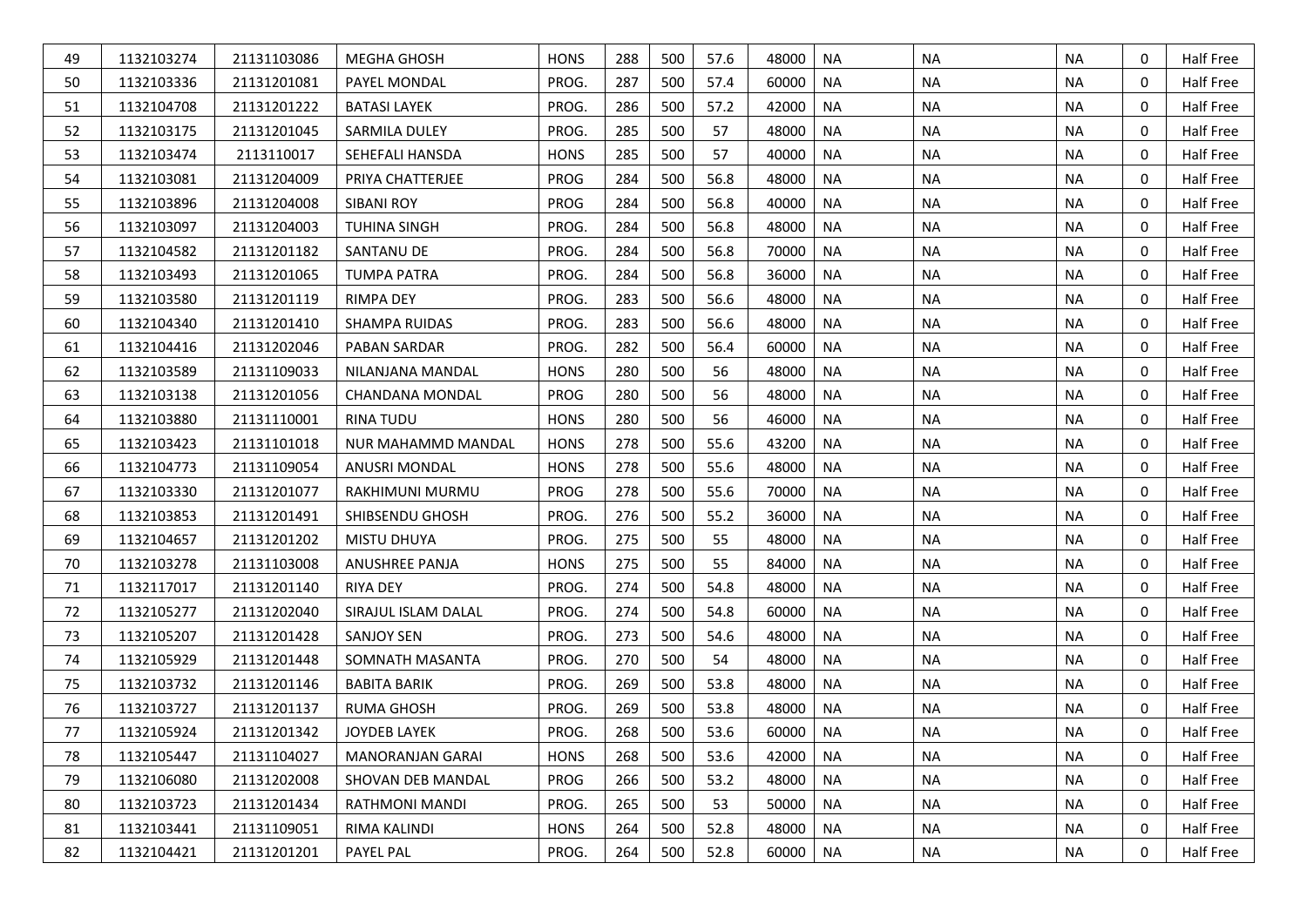| | | | | | | | | | | | | | |
|---|---|---|---|---|---|---|---|---|---|---|---|---|---|
| 49 | 1132103274 | 21131103086 | MEGHA GHOSH | HONS | 288 | 500 | 57.6 | 48000 | NA | NA | NA | 0 | Half Free |
| 50 | 1132103336 | 21131201081 | PAYEL MONDAL | PROG. | 287 | 500 | 57.4 | 60000 | NA | NA | NA | 0 | Half Free |
| 51 | 1132104708 | 21131201222 | BATASI LAYEK | PROG. | 286 | 500 | 57.2 | 42000 | NA | NA | NA | 0 | Half Free |
| 52 | 1132103175 | 21131201045 | SARMILA DULEY | PROG. | 285 | 500 | 57 | 48000 | NA | NA | NA | 0 | Half Free |
| 53 | 1132103474 | 2113110017 | SEHEFALI HANSDA | HONS | 285 | 500 | 57 | 40000 | NA | NA | NA | 0 | Half Free |
| 54 | 1132103081 | 21131204009 | PRIYA CHATTERJEE | PROG | 284 | 500 | 56.8 | 48000 | NA | NA | NA | 0 | Half Free |
| 55 | 1132103896 | 21131204008 | SIBANI ROY | PROG | 284 | 500 | 56.8 | 40000 | NA | NA | NA | 0 | Half Free |
| 56 | 1132103097 | 21131204003 | TUHINA SINGH | PROG. | 284 | 500 | 56.8 | 48000 | NA | NA | NA | 0 | Half Free |
| 57 | 1132104582 | 21131201182 | SANTANU DE | PROG. | 284 | 500 | 56.8 | 70000 | NA | NA | NA | 0 | Half Free |
| 58 | 1132103493 | 21131201065 | TUMPA PATRA | PROG. | 284 | 500 | 56.8 | 36000 | NA | NA | NA | 0 | Half Free |
| 59 | 1132103580 | 21131201119 | RIMPA DEY | PROG. | 283 | 500 | 56.6 | 48000 | NA | NA | NA | 0 | Half Free |
| 60 | 1132104340 | 21131201410 | SHAMPA RUIDAS | PROG. | 283 | 500 | 56.6 | 48000 | NA | NA | NA | 0 | Half Free |
| 61 | 1132104416 | 21131202046 | PABAN SARDAR | PROG. | 282 | 500 | 56.4 | 60000 | NA | NA | NA | 0 | Half Free |
| 62 | 1132103589 | 21131109033 | NILANJANA MANDAL | HONS | 280 | 500 | 56 | 48000 | NA | NA | NA | 0 | Half Free |
| 63 | 1132103138 | 21131201056 | CHANDANA MONDAL | PROG | 280 | 500 | 56 | 48000 | NA | NA | NA | 0 | Half Free |
| 64 | 1132103880 | 21131110001 | RINA TUDU | HONS | 280 | 500 | 56 | 46000 | NA | NA | NA | 0 | Half Free |
| 65 | 1132103423 | 21131101018 | NUR MAHAMMD MANDAL | HONS | 278 | 500 | 55.6 | 43200 | NA | NA | NA | 0 | Half Free |
| 66 | 1132104773 | 21131109054 | ANUSRI MONDAL | HONS | 278 | 500 | 55.6 | 48000 | NA | NA | NA | 0 | Half Free |
| 67 | 1132103330 | 21131201077 | RAKHIMUNI MURMU | PROG | 278 | 500 | 55.6 | 70000 | NA | NA | NA | 0 | Half Free |
| 68 | 1132103853 | 21131201491 | SHIBSENDU GHOSH | PROG. | 276 | 500 | 55.2 | 36000 | NA | NA | NA | 0 | Half Free |
| 69 | 1132104657 | 21131201202 | MISTU DHUYA | PROG. | 275 | 500 | 55 | 48000 | NA | NA | NA | 0 | Half Free |
| 70 | 1132103278 | 21131103008 | ANUSHREE PANJA | HONS | 275 | 500 | 55 | 84000 | NA | NA | NA | 0 | Half Free |
| 71 | 1132117017 | 21131201140 | RIYA DEY | PROG. | 274 | 500 | 54.8 | 48000 | NA | NA | NA | 0 | Half Free |
| 72 | 1132105277 | 21131202040 | SIRAJUL ISLAM DALAL | PROG. | 274 | 500 | 54.8 | 60000 | NA | NA | NA | 0 | Half Free |
| 73 | 1132105207 | 21131201428 | SANJOY SEN | PROG. | 273 | 500 | 54.6 | 48000 | NA | NA | NA | 0 | Half Free |
| 74 | 1132105929 | 21131201448 | SOMNATH MASANTA | PROG. | 270 | 500 | 54 | 48000 | NA | NA | NA | 0 | Half Free |
| 75 | 1132103732 | 21131201146 | BABITA BARIK | PROG. | 269 | 500 | 53.8 | 48000 | NA | NA | NA | 0 | Half Free |
| 76 | 1132103727 | 21131201137 | RUMA GHOSH | PROG. | 269 | 500 | 53.8 | 48000 | NA | NA | NA | 0 | Half Free |
| 77 | 1132105924 | 21131201342 | JOYDEB LAYEK | PROG. | 268 | 500 | 53.6 | 60000 | NA | NA | NA | 0 | Half Free |
| 78 | 1132105447 | 21131104027 | MANORANJAN GARAI | HONS | 268 | 500 | 53.6 | 42000 | NA | NA | NA | 0 | Half Free |
| 79 | 1132106080 | 21131202008 | SHOVAN DEB MANDAL | PROG | 266 | 500 | 53.2 | 48000 | NA | NA | NA | 0 | Half Free |
| 80 | 1132103723 | 21131201434 | RATHMONI MANDI | PROG. | 265 | 500 | 53 | 50000 | NA | NA | NA | 0 | Half Free |
| 81 | 1132103441 | 21131109051 | RIMA KALINDI | HONS | 264 | 500 | 52.8 | 48000 | NA | NA | NA | 0 | Half Free |
| 82 | 1132104421 | 21131201201 | PAYEL PAL | PROG. | 264 | 500 | 52.8 | 60000 | NA | NA | NA | 0 | Half Free |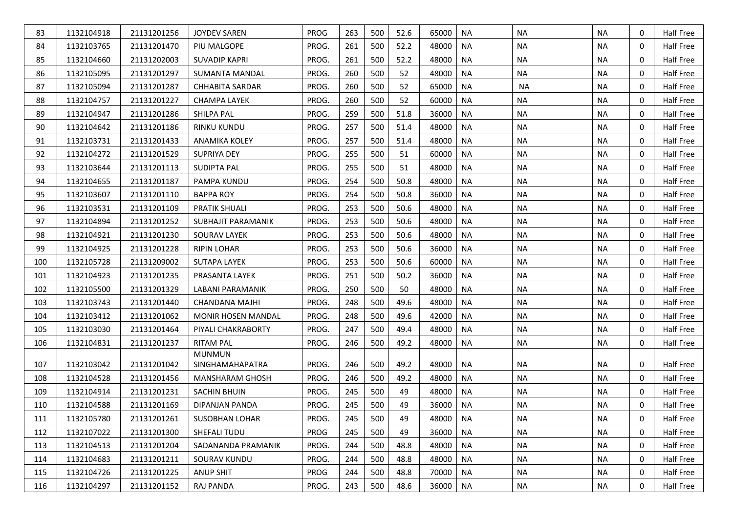| | | | | | | | | | | | | | |
|---|---|---|---|---|---|---|---|---|---|---|---|---|---|
| 83 | 1132104918 | 21131201256 | JOYDEV SAREN | PROG | 263 | 500 | 52.6 | 65000 | NA | NA | NA | 0 | Half Free |
| 84 | 1132103765 | 21131201470 | PIU MALGOPE | PROG. | 261 | 500 | 52.2 | 48000 | NA | NA | NA | 0 | Half Free |
| 85 | 1132104660 | 21131202003 | SUVADIP KAPRI | PROG. | 261 | 500 | 52.2 | 48000 | NA | NA | NA | 0 | Half Free |
| 86 | 1132105095 | 21131201297 | SUMANTA MANDAL | PROG. | 260 | 500 | 52 | 48000 | NA | NA | NA | 0 | Half Free |
| 87 | 1132105094 | 21131201287 | CHHABITA SARDAR | PROG. | 260 | 500 | 52 | 65000 | NA | NA | NA | 0 | Half Free |
| 88 | 1132104757 | 21131201227 | CHAMPA LAYEK | PROG. | 260 | 500 | 52 | 60000 | NA | NA | NA | 0 | Half Free |
| 89 | 1132104947 | 21131201286 | SHILPA PAL | PROG. | 259 | 500 | 51.8 | 36000 | NA | NA | NA | 0 | Half Free |
| 90 | 1132104642 | 21131201186 | RINKU KUNDU | PROG. | 257 | 500 | 51.4 | 48000 | NA | NA | NA | 0 | Half Free |
| 91 | 1132103731 | 21131201433 | ANAMIKA KOLEY | PROG. | 257 | 500 | 51.4 | 48000 | NA | NA | NA | 0 | Half Free |
| 92 | 1132104272 | 21131201529 | SUPRIYA DEY | PROG. | 255 | 500 | 51 | 60000 | NA | NA | NA | 0 | Half Free |
| 93 | 1132103644 | 21131201113 | SUDIPTA PAL | PROG. | 255 | 500 | 51 | 48000 | NA | NA | NA | 0 | Half Free |
| 94 | 1132104655 | 21131201187 | PAMPA KUNDU | PROG. | 254 | 500 | 50.8 | 48000 | NA | NA | NA | 0 | Half Free |
| 95 | 1132103607 | 21131201110 | BAPPA ROY | PROG. | 254 | 500 | 50.8 | 36000 | NA | NA | NA | 0 | Half Free |
| 96 | 1132103531 | 21131201109 | PRATIK SHUALI | PROG. | 253 | 500 | 50.6 | 48000 | NA | NA | NA | 0 | Half Free |
| 97 | 1132104894 | 21131201252 | SUBHAJIT PARAMANIK | PROG. | 253 | 500 | 50.6 | 48000 | NA | NA | NA | 0 | Half Free |
| 98 | 1132104921 | 21131201230 | SOURAV LAYEK | PROG. | 253 | 500 | 50.6 | 48000 | NA | NA | NA | 0 | Half Free |
| 99 | 1132104925 | 21131201228 | RIPIN LOHAR | PROG. | 253 | 500 | 50.6 | 36000 | NA | NA | NA | 0 | Half Free |
| 100 | 1132105728 | 21131209002 | SUTAPA LAYEK | PROG. | 253 | 500 | 50.6 | 60000 | NA | NA | NA | 0 | Half Free |
| 101 | 1132104923 | 21131201235 | PRASANTA LAYEK | PROG. | 251 | 500 | 50.2 | 36000 | NA | NA | NA | 0 | Half Free |
| 102 | 1132105500 | 21131201329 | LABANI PARAMANIK | PROG. | 250 | 500 | 50 | 48000 | NA | NA | NA | 0 | Half Free |
| 103 | 1132103743 | 21131201440 | CHANDANA MAJHI | PROG. | 248 | 500 | 49.6 | 48000 | NA | NA | NA | 0 | Half Free |
| 104 | 1132103412 | 21131201062 | MONIR HOSEN MANDAL | PROG. | 248 | 500 | 49.6 | 42000 | NA | NA | NA | 0 | Half Free |
| 105 | 1132103030 | 21131201464 | PIYALI CHAKRABORTY | PROG. | 247 | 500 | 49.4 | 48000 | NA | NA | NA | 0 | Half Free |
| 106 | 1132104831 | 21131201237 | RITAM PAL | PROG. | 246 | 500 | 49.2 | 48000 | NA | NA | NA | 0 | Half Free |
| 107 | 1132103042 | 21131201042 | MUNMUN SINGHAMAHAPATRA | PROG. | 246 | 500 | 49.2 | 48000 | NA | NA | NA | 0 | Half Free |
| 108 | 1132104528 | 21131201456 | MANSHARAM GHOSH | PROG. | 246 | 500 | 49.2 | 48000 | NA | NA | NA | 0 | Half Free |
| 109 | 1132104914 | 21131201231 | SACHIN BHUIN | PROG. | 245 | 500 | 49 | 48000 | NA | NA | NA | 0 | Half Free |
| 110 | 1132104588 | 21131201169 | DIPANJAN PANDA | PROG. | 245 | 500 | 49 | 36000 | NA | NA | NA | 0 | Half Free |
| 111 | 1132105780 | 21131201261 | SUSOBHAN LOHAR | PROG. | 245 | 500 | 49 | 48000 | NA | NA | NA | 0 | Half Free |
| 112 | 1132107022 | 21131201300 | SHEFALI TUDU | PROG | 245 | 500 | 49 | 36000 | NA | NA | NA | 0 | Half Free |
| 113 | 1132104513 | 21131201204 | SADANANDA PRAMANIK | PROG. | 244 | 500 | 48.8 | 48000 | NA | NA | NA | 0 | Half Free |
| 114 | 1132104683 | 21131201211 | SOURAV KUNDU | PROG. | 244 | 500 | 48.8 | 48000 | NA | NA | NA | 0 | Half Free |
| 115 | 1132104726 | 21131201225 | ANUP SHIT | PROG | 244 | 500 | 48.8 | 70000 | NA | NA | NA | 0 | Half Free |
| 116 | 1132104297 | 21131201152 | RAJ PANDA | PROG. | 243 | 500 | 48.6 | 36000 | NA | NA | NA | 0 | Half Free |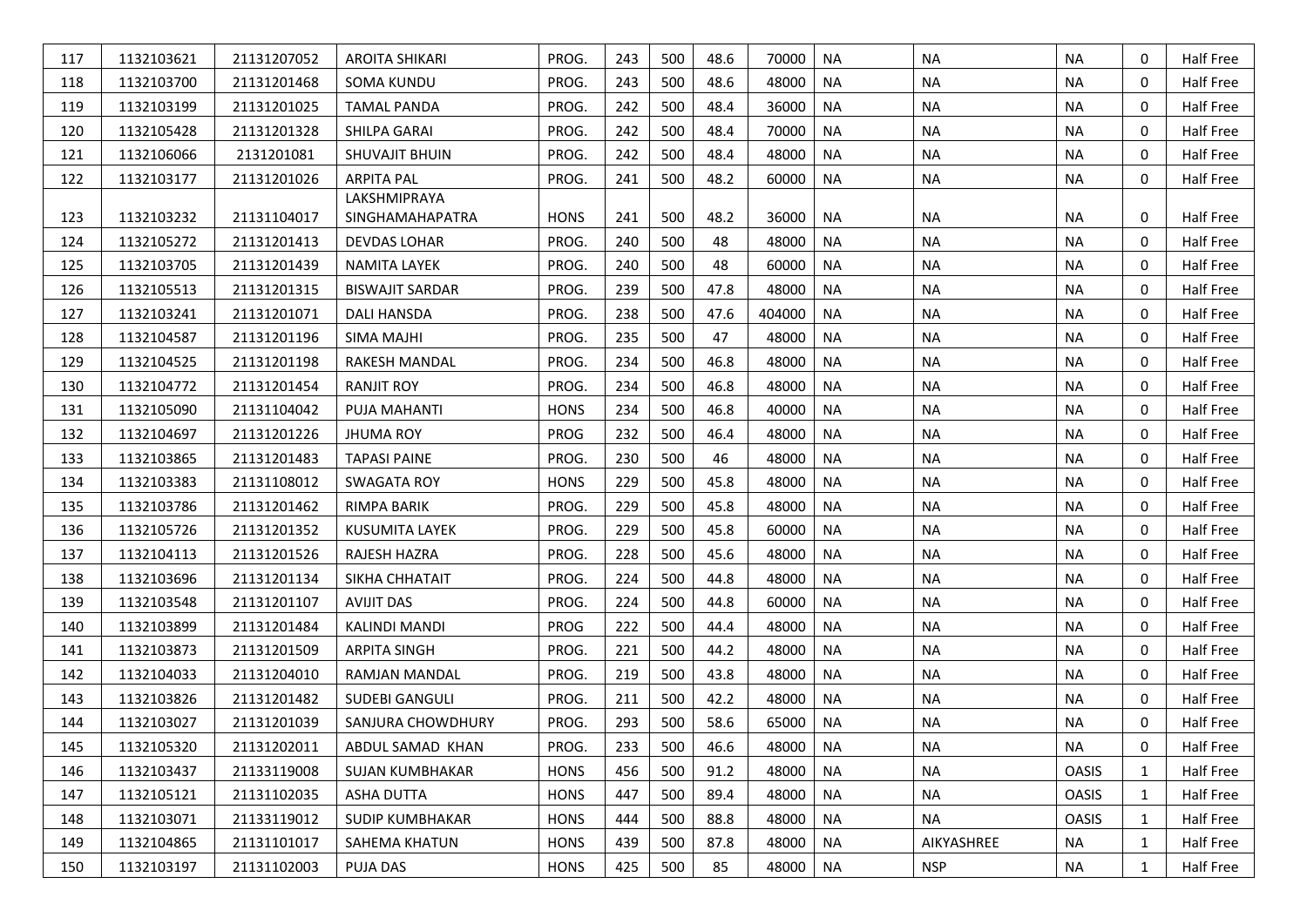| | | | | | | | | | | | | | |
|---|---|---|---|---|---|---|---|---|---|---|---|---|---|
| 117 | 1132103621 | 21131207052 | AROITA SHIKARI | PROG. | 243 | 500 | 48.6 | 70000 | NA | NA | NA | 0 | Half Free |
| 118 | 1132103700 | 21131201468 | SOMA KUNDU | PROG. | 243 | 500 | 48.6 | 48000 | NA | NA | NA | 0 | Half Free |
| 119 | 1132103199 | 21131201025 | TAMAL PANDA | PROG. | 242 | 500 | 48.4 | 36000 | NA | NA | NA | 0 | Half Free |
| 120 | 1132105428 | 21131201328 | SHILPA GARAI | PROG. | 242 | 500 | 48.4 | 70000 | NA | NA | NA | 0 | Half Free |
| 121 | 1132106066 | 2131201081 | SHUVAJIT BHUIN | PROG. | 242 | 500 | 48.4 | 48000 | NA | NA | NA | 0 | Half Free |
| 122 | 1132103177 | 21131201026 | ARPITA PAL | PROG. | 241 | 500 | 48.2 | 60000 | NA | NA | NA | 0 | Half Free |
| 123 | 1132103232 | 21131104017 | LAKSHMIPRAYA SINGHAMAHAPATRA | HONS | 241 | 500 | 48.2 | 36000 | NA | NA | NA | 0 | Half Free |
| 124 | 1132105272 | 21131201413 | DEVDAS LOHAR | PROG. | 240 | 500 | 48 | 48000 | NA | NA | NA | 0 | Half Free |
| 125 | 1132103705 | 21131201439 | NAMITA LAYEK | PROG. | 240 | 500 | 48 | 60000 | NA | NA | NA | 0 | Half Free |
| 126 | 1132105513 | 21131201315 | BISWAJIT SARDAR | PROG. | 239 | 500 | 47.8 | 48000 | NA | NA | NA | 0 | Half Free |
| 127 | 1132103241 | 21131201071 | DALI HANSDA | PROG. | 238 | 500 | 47.6 | 404000 | NA | NA | NA | 0 | Half Free |
| 128 | 1132104587 | 21131201196 | SIMA MAJHI | PROG. | 235 | 500 | 47 | 48000 | NA | NA | NA | 0 | Half Free |
| 129 | 1132104525 | 21131201198 | RAKESH MANDAL | PROG. | 234 | 500 | 46.8 | 48000 | NA | NA | NA | 0 | Half Free |
| 130 | 1132104772 | 21131201454 | RANJIT ROY | PROG. | 234 | 500 | 46.8 | 48000 | NA | NA | NA | 0 | Half Free |
| 131 | 1132105090 | 21131104042 | PUJA MAHANTI | HONS | 234 | 500 | 46.8 | 40000 | NA | NA | NA | 0 | Half Free |
| 132 | 1132104697 | 21131201226 | JHUMA ROY | PROG | 232 | 500 | 46.4 | 48000 | NA | NA | NA | 0 | Half Free |
| 133 | 1132103865 | 21131201483 | TAPASI PAINE | PROG. | 230 | 500 | 46 | 48000 | NA | NA | NA | 0 | Half Free |
| 134 | 1132103383 | 21131108012 | SWAGATA ROY | HONS | 229 | 500 | 45.8 | 48000 | NA | NA | NA | 0 | Half Free |
| 135 | 1132103786 | 21131201462 | RIMPA BARIK | PROG. | 229 | 500 | 45.8 | 48000 | NA | NA | NA | 0 | Half Free |
| 136 | 1132105726 | 21131201352 | KUSUMITA LAYEK | PROG. | 229 | 500 | 45.8 | 60000 | NA | NA | NA | 0 | Half Free |
| 137 | 1132104113 | 21131201526 | RAJESH HAZRA | PROG. | 228 | 500 | 45.6 | 48000 | NA | NA | NA | 0 | Half Free |
| 138 | 1132103696 | 21131201134 | SIKHA CHHATAIT | PROG. | 224 | 500 | 44.8 | 48000 | NA | NA | NA | 0 | Half Free |
| 139 | 1132103548 | 21131201107 | AVIJIT DAS | PROG. | 224 | 500 | 44.8 | 60000 | NA | NA | NA | 0 | Half Free |
| 140 | 1132103899 | 21131201484 | KALINDI MANDI | PROG | 222 | 500 | 44.4 | 48000 | NA | NA | NA | 0 | Half Free |
| 141 | 1132103873 | 21131201509 | ARPITA SINGH | PROG. | 221 | 500 | 44.2 | 48000 | NA | NA | NA | 0 | Half Free |
| 142 | 1132104033 | 21131204010 | RAMJAN MANDAL | PROG. | 219 | 500 | 43.8 | 48000 | NA | NA | NA | 0 | Half Free |
| 143 | 1132103826 | 21131201482 | SUDEBI GANGULI | PROG. | 211 | 500 | 42.2 | 48000 | NA | NA | NA | 0 | Half Free |
| 144 | 1132103027 | 21131201039 | SANJURA CHOWDHURY | PROG. | 293 | 500 | 58.6 | 65000 | NA | NA | NA | 0 | Half Free |
| 145 | 1132105320 | 21131202011 | ABDUL SAMAD KHAN | PROG. | 233 | 500 | 46.6 | 48000 | NA | NA | NA | 0 | Half Free |
| 146 | 1132103437 | 21133119008 | SUJAN KUMBHAKAR | HONS | 456 | 500 | 91.2 | 48000 | NA | NA | OASIS | 1 | Half Free |
| 147 | 1132105121 | 21131102035 | ASHA DUTTA | HONS | 447 | 500 | 89.4 | 48000 | NA | NA | OASIS | 1 | Half Free |
| 148 | 1132103071 | 21133119012 | SUDIP KUMBHAKAR | HONS | 444 | 500 | 88.8 | 48000 | NA | NA | OASIS | 1 | Half Free |
| 149 | 1132104865 | 21131101017 | SAHEMA KHATUN | HONS | 439 | 500 | 87.8 | 48000 | NA | AIKYASHREE | NA | 1 | Half Free |
| 150 | 1132103197 | 21131102003 | PUJA DAS | HONS | 425 | 500 | 85 | 48000 | NA | NSP | NA | 1 | Half Free |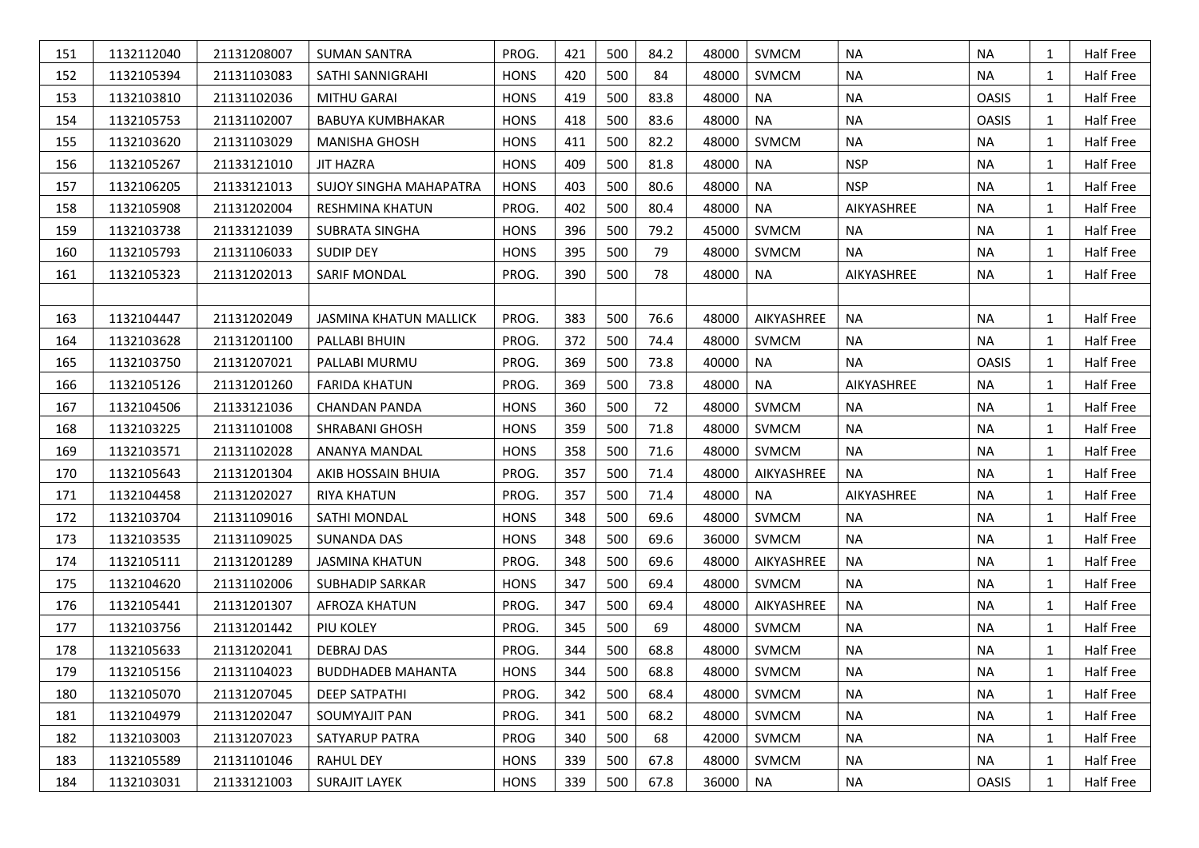| 151 | 1132112040 | 21131208007 | SUMAN SANTRA | PROG. | 421 | 500 | 84.2 | 48000 | SVMCM | NA | NA | 1 | Half Free |
|---|---|---|---|---|---|---|---|---|---|---|---|---|---|
| 152 | 1132105394 | 21131103083 | SATHI SANNIGRAHI | HONS | 420 | 500 | 84 | 48000 | SVMCM | NA | NA | 1 | Half Free |
| 153 | 1132103810 | 21131102036 | MITHU GARAI | HONS | 419 | 500 | 83.8 | 48000 | NA | NA | OASIS | 1 | Half Free |
| 154 | 1132105753 | 21131102007 | BABUYA KUMBHAKAR | HONS | 418 | 500 | 83.6 | 48000 | NA | NA | OASIS | 1 | Half Free |
| 155 | 1132103620 | 21131103029 | MANISHA GHOSH | HONS | 411 | 500 | 82.2 | 48000 | SVMCM | NA | NA | 1 | Half Free |
| 156 | 1132105267 | 21133121010 | JIT HAZRA | HONS | 409 | 500 | 81.8 | 48000 | NA | NSP | NA | 1 | Half Free |
| 157 | 1132106205 | 21133121013 | SUJOY SINGHA MAHAPATRA | HONS | 403 | 500 | 80.6 | 48000 | NA | NSP | NA | 1 | Half Free |
| 158 | 1132105908 | 21131202004 | RESHMINA KHATUN | PROG. | 402 | 500 | 80.4 | 48000 | NA | AIKYASHREE | NA | 1 | Half Free |
| 159 | 1132103738 | 21133121039 | SUBRATA SINGHA | HONS | 396 | 500 | 79.2 | 45000 | SVMCM | NA | NA | 1 | Half Free |
| 160 | 1132105793 | 21131106033 | SUDIP DEY | HONS | 395 | 500 | 79 | 48000 | SVMCM | NA | NA | 1 | Half Free |
| 161 | 1132105323 | 21131202013 | SARIF MONDAL | PROG. | 390 | 500 | 78 | 48000 | NA | AIKYASHREE | NA | 1 | Half Free |
| | | | | | | | | | | | | | |
| 163 | 1132104447 | 21131202049 | JASMINA KHATUN MALLICK | PROG. | 383 | 500 | 76.6 | 48000 | AIKYASHREE | NA | NA | 1 | Half Free |
| 164 | 1132103628 | 21131201100 | PALLABI BHUIN | PROG. | 372 | 500 | 74.4 | 48000 | SVMCM | NA | NA | 1 | Half Free |
| 165 | 1132103750 | 21131207021 | PALLABI MURMU | PROG. | 369 | 500 | 73.8 | 40000 | NA | NA | OASIS | 1 | Half Free |
| 166 | 1132105126 | 21131201260 | FARIDA KHATUN | PROG. | 369 | 500 | 73.8 | 48000 | NA | AIKYASHREE | NA | 1 | Half Free |
| 167 | 1132104506 | 21133121036 | CHANDAN PANDA | HONS | 360 | 500 | 72 | 48000 | SVMCM | NA | NA | 1 | Half Free |
| 168 | 1132103225 | 21131101008 | SHRABANI GHOSH | HONS | 359 | 500 | 71.8 | 48000 | SVMCM | NA | NA | 1 | Half Free |
| 169 | 1132103571 | 21131102028 | ANANYA MANDAL | HONS | 358 | 500 | 71.6 | 48000 | SVMCM | NA | NA | 1 | Half Free |
| 170 | 1132105643 | 21131201304 | AKIB HOSSAIN BHUIA | PROG. | 357 | 500 | 71.4 | 48000 | AIKYASHREE | NA | NA | 1 | Half Free |
| 171 | 1132104458 | 21131202027 | RIYA KHATUN | PROG. | 357 | 500 | 71.4 | 48000 | NA | AIKYASHREE | NA | 1 | Half Free |
| 172 | 1132103704 | 21131109016 | SATHI MONDAL | HONS | 348 | 500 | 69.6 | 48000 | SVMCM | NA | NA | 1 | Half Free |
| 173 | 1132103535 | 21131109025 | SUNANDA DAS | HONS | 348 | 500 | 69.6 | 36000 | SVMCM | NA | NA | 1 | Half Free |
| 174 | 1132105111 | 21131201289 | JASMINA KHATUN | PROG. | 348 | 500 | 69.6 | 48000 | AIKYASHREE | NA | NA | 1 | Half Free |
| 175 | 1132104620 | 21131102006 | SUBHADIP SARKAR | HONS | 347 | 500 | 69.4 | 48000 | SVMCM | NA | NA | 1 | Half Free |
| 176 | 1132105441 | 21131201307 | AFROZA KHATUN | PROG. | 347 | 500 | 69.4 | 48000 | AIKYASHREE | NA | NA | 1 | Half Free |
| 177 | 1132103756 | 21131201442 | PIU KOLEY | PROG. | 345 | 500 | 69 | 48000 | SVMCM | NA | NA | 1 | Half Free |
| 178 | 1132105633 | 21131202041 | DEBRAJ DAS | PROG. | 344 | 500 | 68.8 | 48000 | SVMCM | NA | NA | 1 | Half Free |
| 179 | 1132105156 | 21131104023 | BUDDHADEB MAHANTA | HONS | 344 | 500 | 68.8 | 48000 | SVMCM | NA | NA | 1 | Half Free |
| 180 | 1132105070 | 21131207045 | DEEP SATPATHI | PROG. | 342 | 500 | 68.4 | 48000 | SVMCM | NA | NA | 1 | Half Free |
| 181 | 1132104979 | 21131202047 | SOUMYAJIT PAN | PROG. | 341 | 500 | 68.2 | 48000 | SVMCM | NA | NA | 1 | Half Free |
| 182 | 1132103003 | 21131207023 | SATYARUP PATRA | PROG | 340 | 500 | 68 | 42000 | SVMCM | NA | NA | 1 | Half Free |
| 183 | 1132105589 | 21131101046 | RAHUL DEY | HONS | 339 | 500 | 67.8 | 48000 | SVMCM | NA | NA | 1 | Half Free |
| 184 | 1132103031 | 21133121003 | SURAJIT LAYEK | HONS | 339 | 500 | 67.8 | 36000 | NA | NA | OASIS | 1 | Half Free |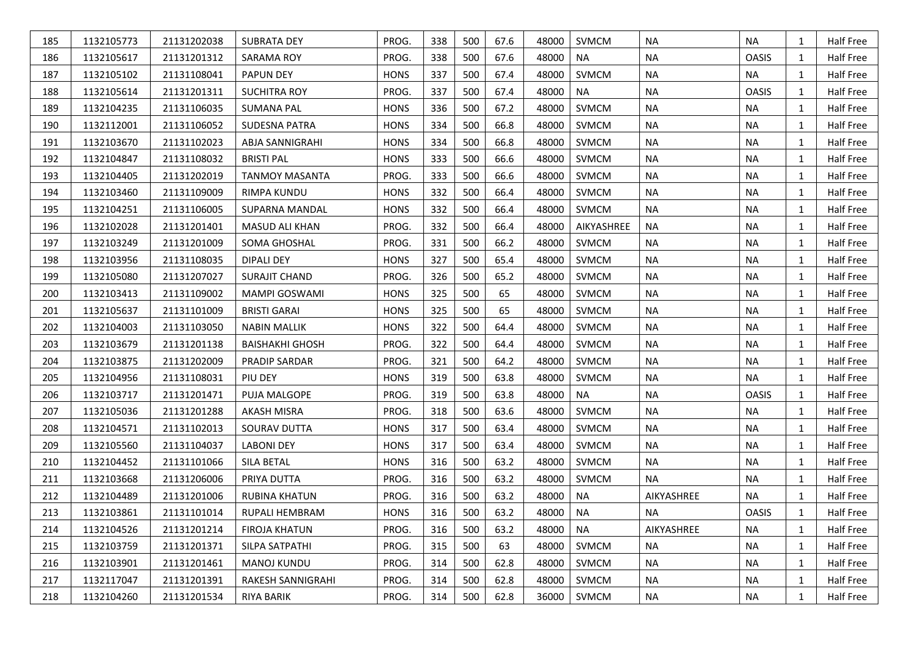| 185 | 1132105773 | 21131202038 | SUBRATA DEY | PROG. | 338 | 500 | 67.6 | 48000 | SVMCM | NA | NA | 1 | Half Free |
|---|---|---|---|---|---|---|---|---|---|---|---|---|---|
| 186 | 1132105617 | 21131201312 | SARAMA ROY | PROG. | 338 | 500 | 67.6 | 48000 | NA | NA | OASIS | 1 | Half Free |
| 187 | 1132105102 | 21131108041 | PAPUN DEY | HONS | 337 | 500 | 67.4 | 48000 | SVMCM | NA | NA | 1 | Half Free |
| 188 | 1132105614 | 21131201311 | SUCHITRA ROY | PROG. | 337 | 500 | 67.4 | 48000 | NA | NA | OASIS | 1 | Half Free |
| 189 | 1132104235 | 21131106035 | SUMANA PAL | HONS | 336 | 500 | 67.2 | 48000 | SVMCM | NA | NA | 1 | Half Free |
| 190 | 1132112001 | 21131106052 | SUDESNA PATRA | HONS | 334 | 500 | 66.8 | 48000 | SVMCM | NA | NA | 1 | Half Free |
| 191 | 1132103670 | 21131102023 | ABJA SANNIGRAHI | HONS | 334 | 500 | 66.8 | 48000 | SVMCM | NA | NA | 1 | Half Free |
| 192 | 1132104847 | 21131108032 | BRISTI PAL | HONS | 333 | 500 | 66.6 | 48000 | SVMCM | NA | NA | 1 | Half Free |
| 193 | 1132104405 | 21131202019 | TANMOY MASANTA | PROG. | 333 | 500 | 66.6 | 48000 | SVMCM | NA | NA | 1 | Half Free |
| 194 | 1132103460 | 21131109009 | RIMPA KUNDU | HONS | 332 | 500 | 66.4 | 48000 | SVMCM | NA | NA | 1 | Half Free |
| 195 | 1132104251 | 21131106005 | SUPARNA MANDAL | HONS | 332 | 500 | 66.4 | 48000 | SVMCM | NA | NA | 1 | Half Free |
| 196 | 1132102028 | 21131201401 | MASUD ALI KHAN | PROG. | 332 | 500 | 66.4 | 48000 | AIKYASHREE | NA | NA | 1 | Half Free |
| 197 | 1132103249 | 21131201009 | SOMA GHOSHAL | PROG. | 331 | 500 | 66.2 | 48000 | SVMCM | NA | NA | 1 | Half Free |
| 198 | 1132103956 | 21131108035 | DIPALI DEY | HONS | 327 | 500 | 65.4 | 48000 | SVMCM | NA | NA | 1 | Half Free |
| 199 | 1132105080 | 21131207027 | SURAJIT CHAND | PROG. | 326 | 500 | 65.2 | 48000 | SVMCM | NA | NA | 1 | Half Free |
| 200 | 1132103413 | 21131109002 | MAMPI GOSWAMI | HONS | 325 | 500 | 65 | 48000 | SVMCM | NA | NA | 1 | Half Free |
| 201 | 1132105637 | 21131101009 | BRISTI GARAI | HONS | 325 | 500 | 65 | 48000 | SVMCM | NA | NA | 1 | Half Free |
| 202 | 1132104003 | 21131103050 | NABIN MALLIK | HONS | 322 | 500 | 64.4 | 48000 | SVMCM | NA | NA | 1 | Half Free |
| 203 | 1132103679 | 21131201138 | BAISHAKHI GHOSH | PROG. | 322 | 500 | 64.4 | 48000 | SVMCM | NA | NA | 1 | Half Free |
| 204 | 1132103875 | 21131202009 | PRADIP SARDAR | PROG. | 321 | 500 | 64.2 | 48000 | SVMCM | NA | NA | 1 | Half Free |
| 205 | 1132104956 | 21131108031 | PIU DEY | HONS | 319 | 500 | 63.8 | 48000 | SVMCM | NA | NA | 1 | Half Free |
| 206 | 1132103717 | 21131201471 | PUJA MALGOPE | PROG. | 319 | 500 | 63.8 | 48000 | NA | NA | OASIS | 1 | Half Free |
| 207 | 1132105036 | 21131201288 | AKASH MISRA | PROG. | 318 | 500 | 63.6 | 48000 | SVMCM | NA | NA | 1 | Half Free |
| 208 | 1132104571 | 21131102013 | SOURAV DUTTA | HONS | 317 | 500 | 63.4 | 48000 | SVMCM | NA | NA | 1 | Half Free |
| 209 | 1132105560 | 21131104037 | LABONI DEY | HONS | 317 | 500 | 63.4 | 48000 | SVMCM | NA | NA | 1 | Half Free |
| 210 | 1132104452 | 21131101066 | SILA BETAL | HONS | 316 | 500 | 63.2 | 48000 | SVMCM | NA | NA | 1 | Half Free |
| 211 | 1132103668 | 21131206006 | PRIYA DUTTA | PROG. | 316 | 500 | 63.2 | 48000 | SVMCM | NA | NA | 1 | Half Free |
| 212 | 1132104489 | 21131201006 | RUBINA KHATUN | PROG. | 316 | 500 | 63.2 | 48000 | NA | AIKYASHREE | NA | 1 | Half Free |
| 213 | 1132103861 | 21131101014 | RUPALI HEMBRAM | HONS | 316 | 500 | 63.2 | 48000 | NA | NA | OASIS | 1 | Half Free |
| 214 | 1132104526 | 21131201214 | FIROJA KHATUN | PROG. | 316 | 500 | 63.2 | 48000 | NA | AIKYASHREE | NA | 1 | Half Free |
| 215 | 1132103759 | 21131201371 | SILPA SATPATHI | PROG. | 315 | 500 | 63 | 48000 | SVMCM | NA | NA | 1 | Half Free |
| 216 | 1132103901 | 21131201461 | MANOJ KUNDU | PROG. | 314 | 500 | 62.8 | 48000 | SVMCM | NA | NA | 1 | Half Free |
| 217 | 1132117047 | 21131201391 | RAKESH SANNIGRAHI | PROG. | 314 | 500 | 62.8 | 48000 | SVMCM | NA | NA | 1 | Half Free |
| 218 | 1132104260 | 21131201534 | RIYA BARIK | PROG. | 314 | 500 | 62.8 | 36000 | SVMCM | NA | NA | 1 | Half Free |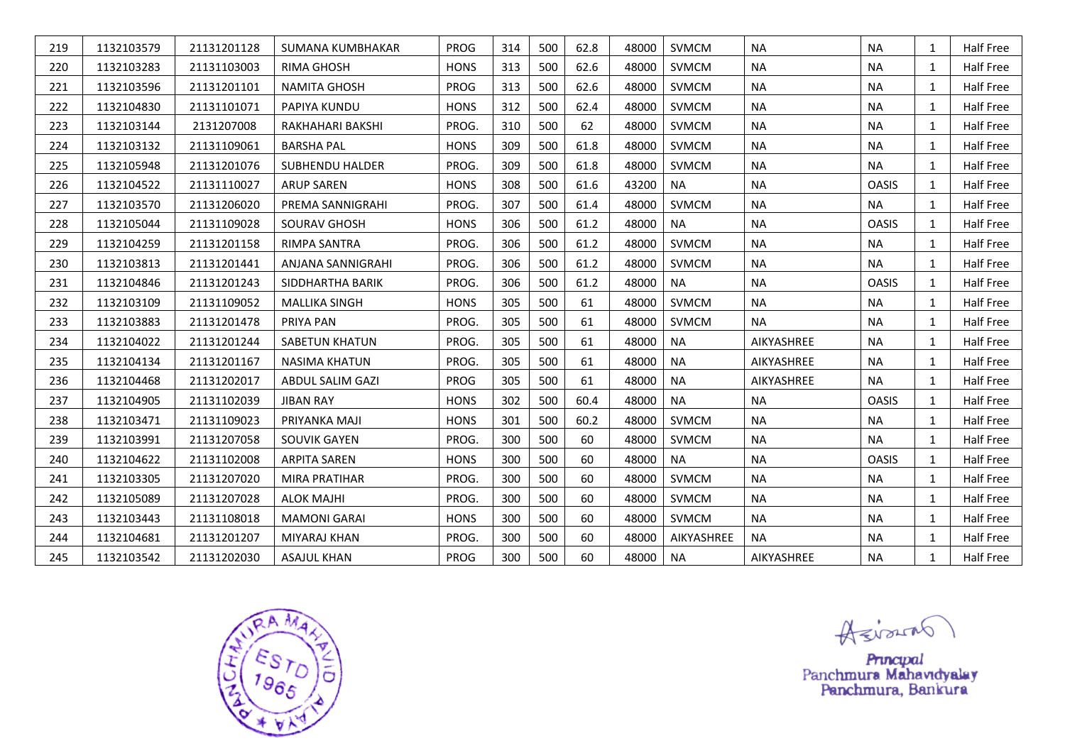| | | | | | | | | | | | | | |
|---|---|---|---|---|---|---|---|---|---|---|---|---|---|
| 219 | 1132103579 | 21131201128 | SUMANA KUMBHAKAR | PROG | 314 | 500 | 62.8 | 48000 | SVMCM | NA | NA | 1 | Half Free |
| 220 | 1132103283 | 21131103003 | RIMA GHOSH | HONS | 313 | 500 | 62.6 | 48000 | SVMCM | NA | NA | 1 | Half Free |
| 221 | 1132103596 | 21131201101 | NAMITA GHOSH | PROG | 313 | 500 | 62.6 | 48000 | SVMCM | NA | NA | 1 | Half Free |
| 222 | 1132104830 | 21131101071 | PAPIYA KUNDU | HONS | 312 | 500 | 62.4 | 48000 | SVMCM | NA | NA | 1 | Half Free |
| 223 | 1132103144 | 2131207008 | RAKHAHARI BAKSHI | PROG. | 310 | 500 | 62 | 48000 | SVMCM | NA | NA | 1 | Half Free |
| 224 | 1132103132 | 21131109061 | BARSHA PAL | HONS | 309 | 500 | 61.8 | 48000 | SVMCM | NA | NA | 1 | Half Free |
| 225 | 1132105948 | 21131201076 | SUBHENDU HALDER | PROG. | 309 | 500 | 61.8 | 48000 | SVMCM | NA | NA | 1 | Half Free |
| 226 | 1132104522 | 21131110027 | ARUP SAREN | HONS | 308 | 500 | 61.6 | 43200 | NA | NA | OASIS | 1 | Half Free |
| 227 | 1132103570 | 21131206020 | PREMA SANNIGRAHI | PROG. | 307 | 500 | 61.4 | 48000 | SVMCM | NA | NA | 1 | Half Free |
| 228 | 1132105044 | 21131109028 | SOURAV GHOSH | HONS | 306 | 500 | 61.2 | 48000 | NA | NA | OASIS | 1 | Half Free |
| 229 | 1132104259 | 21131201158 | RIMPA SANTRA | PROG. | 306 | 500 | 61.2 | 48000 | SVMCM | NA | NA | 1 | Half Free |
| 230 | 1132103813 | 21131201441 | ANJANA SANNIGRAHI | PROG. | 306 | 500 | 61.2 | 48000 | SVMCM | NA | NA | 1 | Half Free |
| 231 | 1132104846 | 21131201243 | SIDDHARTHA BARIK | PROG. | 306 | 500 | 61.2 | 48000 | NA | NA | OASIS | 1 | Half Free |
| 232 | 1132103109 | 21131109052 | MALLIKA SINGH | HONS | 305 | 500 | 61 | 48000 | SVMCM | NA | NA | 1 | Half Free |
| 233 | 1132103883 | 21131201478 | PRIYA PAN | PROG. | 305 | 500 | 61 | 48000 | SVMCM | NA | NA | 1 | Half Free |
| 234 | 1132104022 | 21131201244 | SABETUN KHATUN | PROG. | 305 | 500 | 61 | 48000 | NA | AIKYASHREE | NA | 1 | Half Free |
| 235 | 1132104134 | 21131201167 | NASIMA KHATUN | PROG. | 305 | 500 | 61 | 48000 | NA | AIKYASHREE | NA | 1 | Half Free |
| 236 | 1132104468 | 21131202017 | ABDUL SALIM GAZI | PROG | 305 | 500 | 61 | 48000 | NA | AIKYASHREE | NA | 1 | Half Free |
| 237 | 1132104905 | 21131102039 | JIBAN RAY | HONS | 302 | 500 | 60.4 | 48000 | NA | NA | OASIS | 1 | Half Free |
| 238 | 1132103471 | 21131109023 | PRIYANKA MAJI | HONS | 301 | 500 | 60.2 | 48000 | SVMCM | NA | NA | 1 | Half Free |
| 239 | 1132103991 | 21131207058 | SOUVIK GAYEN | PROG. | 300 | 500 | 60 | 48000 | SVMCM | NA | NA | 1 | Half Free |
| 240 | 1132104622 | 21131102008 | ARPITA SAREN | HONS | 300 | 500 | 60 | 48000 | NA | NA | OASIS | 1 | Half Free |
| 241 | 1132103305 | 21131207020 | MIRA PRATIHAR | PROG. | 300 | 500 | 60 | 48000 | SVMCM | NA | NA | 1 | Half Free |
| 242 | 1132105089 | 21131207028 | ALOK MAJHI | PROG. | 300 | 500 | 60 | 48000 | SVMCM | NA | NA | 1 | Half Free |
| 243 | 1132103443 | 21131108018 | MAMONI GARAI | HONS | 300 | 500 | 60 | 48000 | SVMCM | NA | NA | 1 | Half Free |
| 244 | 1132104681 | 21131201207 | MIYARAJ KHAN | PROG. | 300 | 500 | 60 | 48000 | AIKYASHREE | NA | NA | 1 | Half Free |
| 245 | 1132103542 | 21131202030 | ASAJUL KHAN | PROG | 300 | 500 | 60 | 48000 | NA | AIKYASHREE | NA | 1 | Half Free |

PANCHMURA MAHAVIDYALAYA ESTD 1965

Principal
Panchmura Mahavidyalay
Panchmura, Bankura